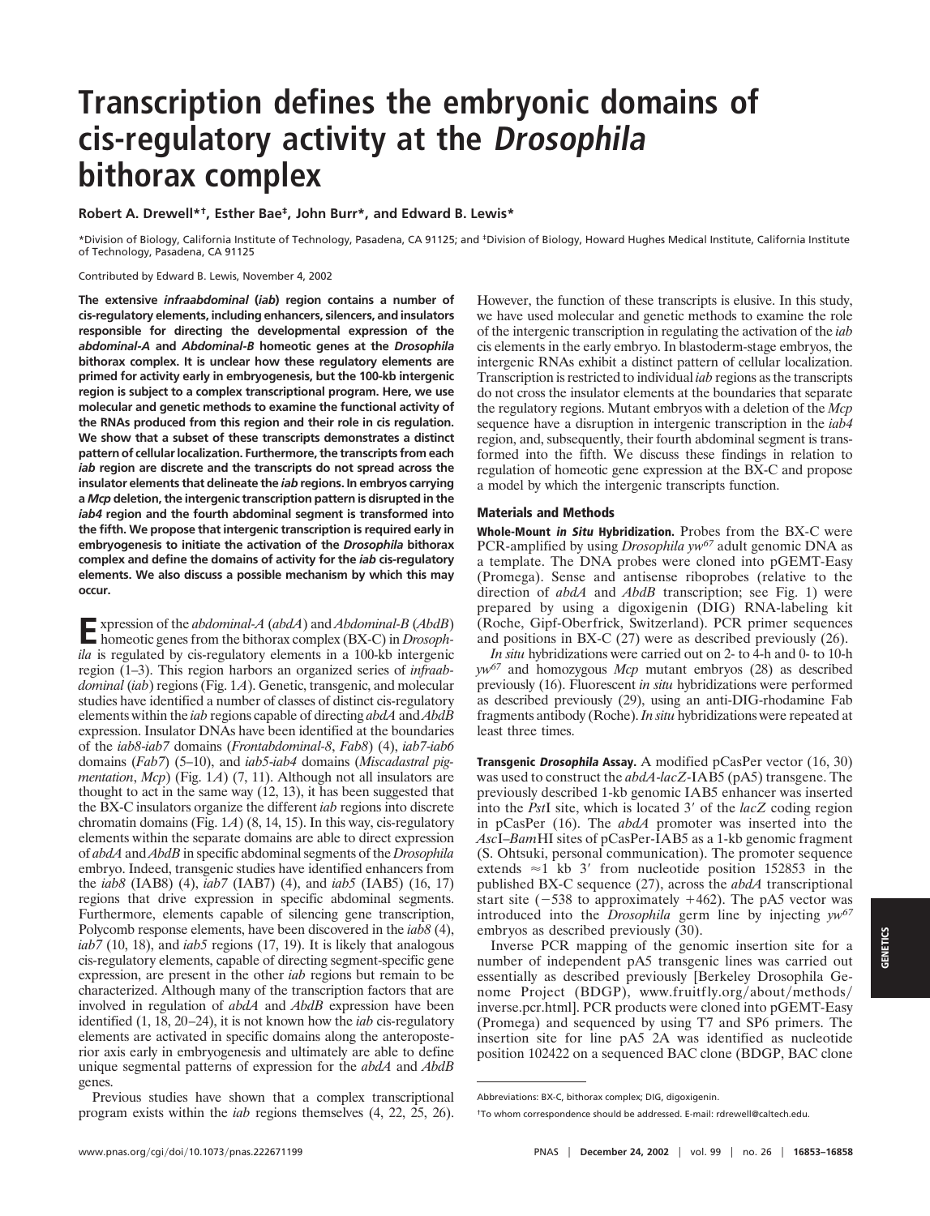# Transcription defines the embryonic domains of cis-regulatory activity at the *Drosophila* bithorax complex

**Robert A. Drewell*†, Esther Bae‡, John Burr*, and Edward B. Lewis***

*Division of Biology, California Institute of Technology, Pasadena, CA 91125; and ‡Division of Biology, Howard Hughes Medical Institute, California Institute of Technology, Pasadena, CA 91125

Contributed by Edward B. Lewis, November 4, 2002

**The extensive *infraabdominal* (*iab*) region contains a number of cis-regulatory elements, including enhancers, silencers, and insulators responsible for directing the developmental expression of the *abdominal-A* and *Abdominal-B* homeotic genes at the *Drosophila* bithorax complex. It is unclear how these regulatory elements are primed for activity early in embryogenesis, but the 100-kb intergenic region is subject to a complex transcriptional program. Here, we use molecular and genetic methods to examine the functional activity of the RNAs produced from this region and their role in cis regulation. We show that a subset of these transcripts demonstrates a distinct pattern of cellular localization. Furthermore, the transcripts from each *iab* region are discrete and the transcripts do not spread across the insulator elements that delineate the *iab* regions. In embryos carrying a *Mcp* deletion, the intergenic transcription pattern is disrupted in the *iab4* region and the fourth abdominal segment is transformed into the fifth. We propose that intergenic transcription is required early in embryogenesis to initiate the activation of the *Drosophila* bithorax complex and define the domains of activity for the *iab* cis-regulatory elements. We also discuss a possible mechanism by which this may occur.**

Expression of the *abdominal-A* (*abdA*) and *Abdominal-B* (*AbdB*) homeotic genes from the bithorax complex (BX-C) in *Drosophila* is regulated by cis-regulatory elements in a 100-kb intergenic region (1–3). This region harbors an organized series of *infraabdominal* (*iab*) regions (Fig. 1*A*). Genetic, transgenic, and molecular studies have identified a number of classes of distinct cis-regulatory elements within the *iab* regions capable of directing *abdA* and *AbdB* expression. Insulator DNAs have been identified at the boundaries of the *iab8-iab7* domains (*Frontabdominal-8*, *Fab8*) (4), *iab7-iab6* domains (*Fab7*) (5–10), and *iab5-iab4* domains (*Miscadastral pigmentation*, *Mcp*) (Fig. 1*A*) (7, 11). Although not all insulators are thought to act in the same way (12, 13), it has been suggested that the BX-C insulators organize the different *iab* regions into discrete chromatin domains (Fig. 1*A*) (8, 14, 15). In this way, cis-regulatory elements within the separate domains are able to direct expression of *abdA* and *AbdB* in specific abdominal segments of the *Drosophila* embryo. Indeed, transgenic studies have identified enhancers from the *iab8* (IAB8) (4), *iab7* (IAB7) (4), and *iab5* (IAB5) (16, 17) regions that drive expression in specific abdominal segments. Furthermore, elements capable of silencing gene transcription, Polycomb response elements, have been discovered in the *iab8* (4), *iab7* (10, 18), and *iab5* regions (17, 19). It is likely that analogous cis-regulatory elements, capable of directing segment-specific gene expression, are present in the other *iab* regions but remain to be characterized. Although many of the transcription factors that are involved in regulation of *abdA* and *AbdB* expression have been identified (1, 18, 20–24), it is not known how the *iab* cis-regulatory elements are activated in specific domains along the anteroposterior axis early in embryogenesis and ultimately are able to define unique segmental patterns of expression for the *abdA* and *AbdB* genes.

Previous studies have shown that a complex transcriptional program exists within the *iab* regions themselves (4, 22, 25, 26). However, the function of these transcripts is elusive. In this study, we have used molecular and genetic methods to examine the role of the intergenic transcription in regulating the activation of the *iab* cis elements in the early embryo. In blastoderm-stage embryos, the intergenic RNAs exhibit a distinct pattern of cellular localization. Transcription is restricted to individual *iab* regions as the transcripts do not cross the insulator elements at the boundaries that separate the regulatory regions. Mutant embryos with a deletion of the *Mcp* sequence have a disruption in intergenic transcription in the *iab4* region, and, subsequently, their fourth abdominal segment is transformed into the fifth. We discuss these findings in relation to regulation of homeotic gene expression at the BX-C and propose a model by which the intergenic transcripts function.

## Materials and Methods

**Whole-Mount *in Situ* Hybridization.** Probes from the BX-C were PCR-amplified by using *Drosophila yw[67]* adult genomic DNA as a template. The DNA probes were cloned into pGEMT-Easy (Promega). Sense and antisense riboprobes (relative to the direction of *abdA* and *AbdB* transcription; see Fig. 1) were prepared by using a digoxigenin (DIG) RNA-labeling kit (Roche, Gipf-Oberfrick, Switzerland). PCR primer sequences and positions in BX-C (27) were as described previously (26).

*In situ* hybridizations were carried out on 2- to 4-h and 0- to 10-h *yw[67]* and homozygous *Mcp* mutant embryos (28) as described previously (16). Fluorescent *in situ* hybridizations were performed as described previously (29), using an anti-DIG-rhodamine Fab fragments antibody (Roche). *In situ* hybridizations were repeated at least three times.

**Transgenic *Drosophila* Assay.** A modified pCasPer vector (16, 30) was used to construct the *abdA-lacZ*-IAB5 (pA5) transgene. The previously described 1-kb genomic IAB5 enhancer was inserted into the *Pst*I site, which is located 3′ of the *lacZ* coding region in pCasPer (16). The *abdA* promoter was inserted into the *Asc*I–*Bam*HI sites of pCasPer-IAB5 as a 1-kb genomic fragment (S. Ohtsuki, personal communication). The promoter sequence extends ≈1 kb 3′ from nucleotide position 152853 in the published BX-C sequence (27), across the *abdA* transcriptional start site (−538 to approximately +462). The pA5 vector was introduced into the *Drosophila* germ line by injecting *yw[67]* embryos as described previously (30).

Inverse PCR mapping of the genomic insertion site for a number of independent pA5 transgenic lines was carried out essentially as described previously [Berkeley Drosophila Genome Project (BDGP), www.fruitfly.org/about/methods/inverse.pcr.html]. PCR products were cloned into pGEMT-Easy (Promega) and sequenced by using T7 and SP6 primers. The insertion site for line pA5 2A was identified as nucleotide position 102422 on a sequenced BAC clone (BDGP, BAC clone

Abbreviations: BX-C, bithorax complex; DIG, digoxigenin.

†To whom correspondence should be addressed. E-mail: rdrewell@caltech.edu.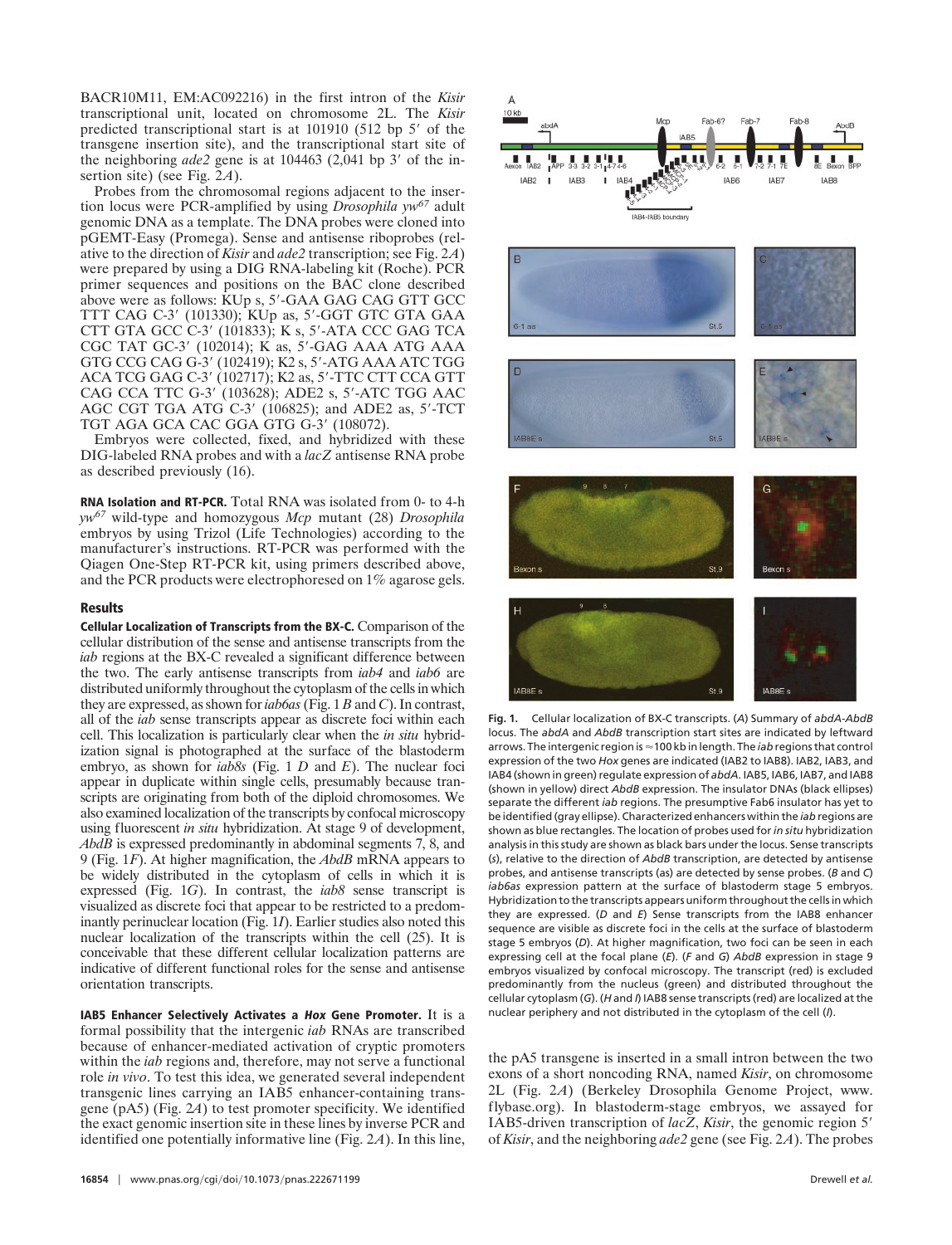BACR10M11, EM:AC092216) in the first intron of the *Kisir* transcriptional unit, located on chromosome 2L. The *Kisir* predicted transcriptional start is at 101910 (512 bp 5′ of the transgene insertion site), and the transcriptional start site of the neighboring *ade2* gene is at 104463 (2,041 bp 3′ of the insertion site) (see Fig. 2*A*).

Probes from the chromosomal regions adjacent to the insertion locus were PCR-amplified by using *Drosophila* $yw^{67}$ adult genomic DNA as a template. The DNA probes were cloned into pGEMT-Easy (Promega). Sense and antisense riboprobes (relative to the direction of *Kisir* and *ade2* transcription; see Fig. 2*A*) were prepared by using a DIG RNA-labeling kit (Roche). PCR primer sequences and positions on the BAC clone described above were as follows: KUp s, 5′-GAA GAG CAG GTT GCC TTT CAG C-3′ (101330); KUp as, 5′-GGT GTC GTA GAA CTT GTA GCC C-3′ (101833); K s, 5′-ATA CCC GAG TCA CGC TAT GC-3′ (102014); K as, 5′-GAG AAA ATG AAA GTG CCG CAG G-3′ (102419); K2 s, 5′-ATG AAA ATC TGG ACA TCG GAG C-3′ (102717); K2 as, 5′-TTC CTT CCA GTT CAG CCA TTC G-3′ (103628); ADE2 s, 5′-ATC TGG AAC AGC CGT TGA ATG C-3′ (106825); and ADE2 as, 5′-TCT TGT AGA GCA CAC GGA GTG G-3′ (108072).

Embryos were collected, fixed, and hybridized with these DIG-labeled RNA probes and with a *lacZ* antisense RNA probe as described previously (16).

**RNA Isolation and RT-PCR.** Total RNA was isolated from 0- to 4-h $yw^{67}$ wild-type and homozygous *Mcp* mutant (28) *Drosophila* embryos by using Trizol (Life Technologies) according to the manufacturer's instructions. RT-PCR was performed with the Qiagen One-Step RT-PCR kit, using primers described above, and the PCR products were electrophoresed on 1% agarose gels.

## Results

**Cellular Localization of Transcripts from the BX-C.** Comparison of the cellular distribution of the sense and antisense transcripts from the *iab* regions at the BX-C revealed a significant difference between the two. The early antisense transcripts from *iab4* and *iab6* are distributed uniformly throughout the cytoplasm of the cells in which they are expressed, as shown for *iab6as* (Fig. 1 *B* and *C*). In contrast, all of the *iab* sense transcripts appear as discrete foci within each cell. This localization is particularly clear when the *in situ* hybridization signal is photographed at the surface of the blastoderm embryo, as shown for *iab8s* (Fig. 1 *D* and *E*). The nuclear foci appear in duplicate within single cells, presumably because transcripts are originating from both of the diploid chromosomes. We also examined localization of the transcripts within the cell by confocal microscopy using fluorescent *in situ* hybridization. At stage 9 of development, *AbdB* is expressed predominantly in abdominal segments 7, 8, and 9 (Fig. 1*F*). At higher magnification, the *AbdB* mRNA appears to be widely distributed in the cytoplasm of cells in which it is expressed (Fig. 1*G*). In contrast, the *iab8* sense transcript is visualized as discrete foci that appear to be restricted to a predominantly perinuclear location (Fig. 1*I*). Earlier studies also noted this nuclear localization of the transcripts within the cell (25). It is conceivable that these different cellular localization patterns are indicative of different functional roles for the sense and antisense orientation transcripts.

**IAB5 Enhancer Selectively Activates a *Hox* Gene Promoter.** It is a formal possibility that the intergenic *iab* RNAs are transcribed because of enhancer-mediated activation of cryptic promoters within the *iab* regions and, therefore, may not serve a functional role *in vivo*. To test this idea, we generated several independent transgenic lines carrying an IAB5 enhancer-containing transgene (pA5) (Fig. 2*A*) to test promoter specificity. We identified the exact genomic insertion site in these lines by inverse PCR and identified one potentially informative line (Fig. 2*A*). In this line, the pA5 transgene is inserted in a small intron between the two exons of a short noncoding RNA, named *Kisir*, on chromosome 2L (Fig. 2*A*) (Berkeley Drosophila Genome Project, www.flybase.org). In blastoderm-stage embryos, we assayed for IAB5-driven transcription of *lacZ*, *Kisir*, the genomic region 5′ of *Kisir*, and the neighboring *ade2* gene (see Fig. 2*A*). The probes

**Fig. 1.** Cellular localization of BX-C transcripts. (*A*) Summary of *abdA-AbdB* locus. The *abdA* and *AbdB* transcription start sites are indicated by leftward arrows. The intergenic region is ≈100 kb in length. The *iab* regions that control expression of the two *Hox* genes are indicated (IAB2 to IAB8). IAB2, IAB3, and IAB4 (shown in green) regulate expression of *abdA*. IAB5, IAB6, IAB7, and IAB8 (shown in yellow) direct *AbdB* expression. The insulator DNAs (black ellipses) separate the different *iab* regions. The presumptive Fab6 insulator has yet to be identified (gray ellipse). Characterized enhancers within the *iab* regions are shown as blue rectangles. The location of probes used for *in situ* hybridization analysis in this study are shown as black bars under the locus. Sense transcripts (*s*), relative to the direction of *AbdB* transcription, are detected by antisense probes, and antisense transcripts (as) are detected by sense probes. (*B* and *C*) *iab6as* expression pattern at the surface of blastoderm stage 5 embryos. Hybridization to the transcripts appears uniform throughout the cells in which they are expressed. (*D* and *E*) Sense transcripts from the IAB8 enhancer sequence are visible as discrete foci in the cells at the surface of blastoderm stage 5 embryos (*D*). At higher magnification, two foci can be seen in each expressing cell at the focal plane (*E*). (*F* and *G*) *AbdB* expression in stage 9 embryos visualized by confocal microscopy. The transcript (red) is excluded predominantly from the nucleus (green) and distributed throughout the cellular cytoplasm (*G*). (*H* and *I*) IAB8 sense transcripts (red) are localized at the nuclear periphery and not distributed in the cytoplasm of the cell (*I*).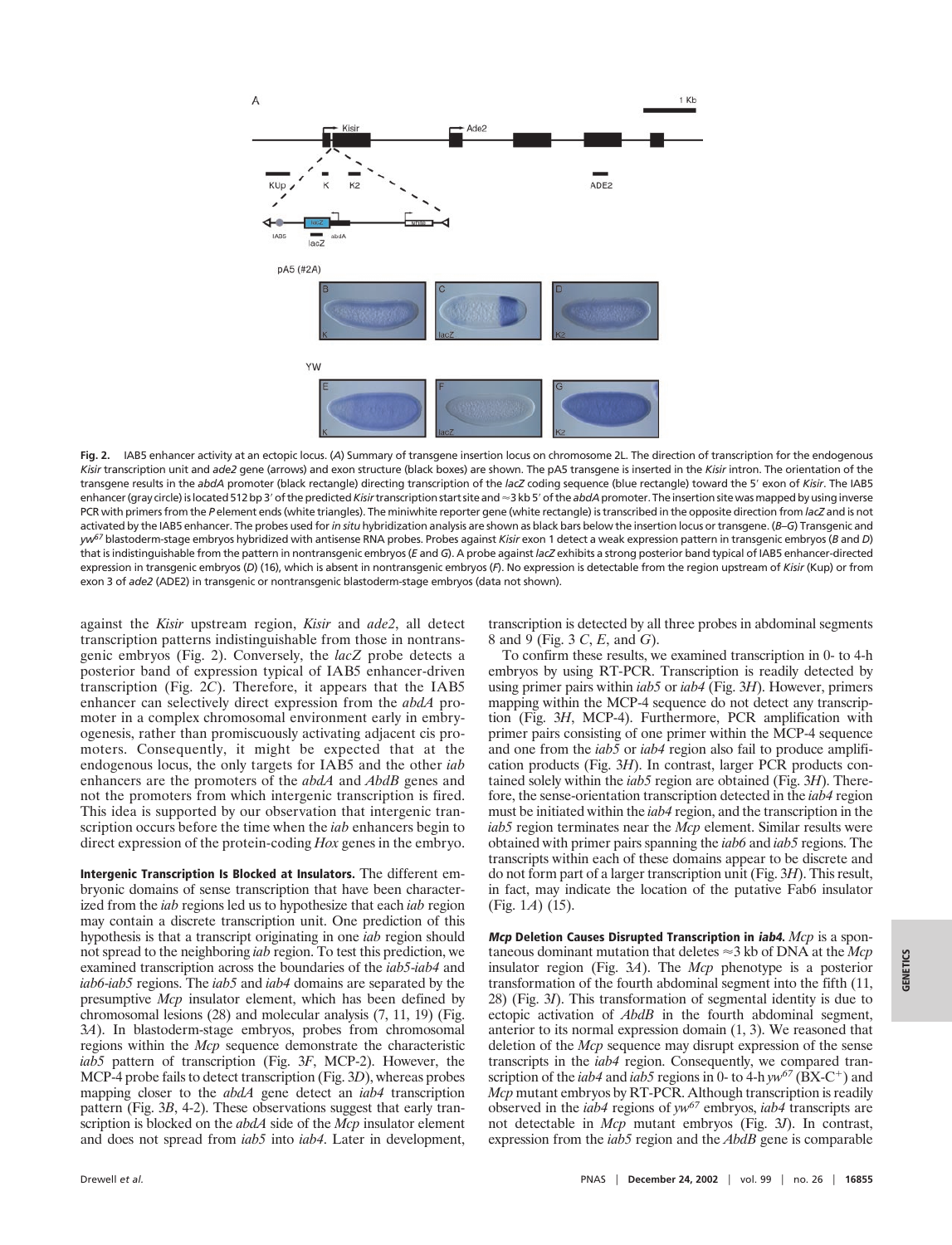**Fig. 2.** IAB5 enhancer activity at an ectopic locus. (*A*) Summary of transgene insertion locus on chromosome 2L. The direction of transcription for the endogenous *Kisir* transcription unit and *ade2* gene (arrows) and exon structure (black boxes) are shown. The pA5 transgene is inserted in the *Kisir* intron. The orientation of the transgene results in the *abdA* promoter (black rectangle) directing transcription of the *lacZ* coding sequence (blue rectangle) toward the 5′ exon of *Kisir*. The IAB5 enhancer (gray circle) is located 512 bp 3′ of the predicted *Kisir* transcription start site and ≈3 kb 5′ of the *abdA* promoter. The insertion site was mapped by using inverse PCR with primers from the *P* element ends (white triangles). The miniwhite reporter gene (white rectangle) is transcribed in the opposite direction from *lacZ* and is not activated by the IAB5 enhancer. The probes used for *in situ* hybridization analysis are shown as black bars below the insertion locus or transgene. (*B–G*) Transgenic and $yw^{67}$ blastoderm-stage embryos hybridized with antisense RNA probes. Probes against *Kisir* exon 1 detect a weak expression pattern in transgenic embryos (*B* and *D*) that is indistinguishable from the pattern in nontransgenic embryos (*E* and *G*). A probe against *lacZ* exhibits a strong posterior band typical of IAB5 enhancer-directed expression in transgenic embryos (*D*) (16), which is absent in nontransgenic embryos (*F*). No expression is detectable from the region upstream of *Kisir* (Kup) or from exon 3 of *ade2* (ADE2) in transgenic or nontransgenic blastoderm-stage embryos (data not shown).

against the *Kisir* upstream region, *Kisir* and *ade2*, all detect transcription patterns indistinguishable from those in nontransgenic embryos (Fig. 2). Conversely, the *lacZ* probe detects a posterior band of expression typical of IAB5 enhancer-driven transcription (Fig. 2*C*). Therefore, it appears that the IAB5 enhancer can selectively direct expression from the *abdA* promoter in a complex chromosomal environment early in embryogenesis, rather than promiscuously activating adjacent cis promoters. Consequently, it might be expected that at the endogenous locus, the only targets for IAB5 and the other *iab* enhancers are the promoters of the *abdA* and *AbdB* genes and not the promoters from which intergenic transcription is fired. This idea is supported by our observation that intergenic transcription occurs before the time when the *iab* enhancers begin to direct expression of the protein-coding *Hox* genes in the embryo.

**Intergenic Transcription Is Blocked at Insulators.** The different embryonic domains of sense transcription that have been characterized from the *iab* regions led us to hypothesize that each *iab* region may contain a discrete transcription unit. One prediction of this hypothesis is that a transcript originating in one *iab* region should not spread to the neighboring *iab* region. To test this prediction, we examined transcription across the boundaries of the *iab5-iab4* and *iab6-iab5* regions. The *iab5* and *iab4* domains are separated by the presumptive *Mcp* insulator element, which has been defined by chromosomal lesions (28) and molecular analysis (7, 11, 19) (Fig. 3*A*). In blastoderm-stage embryos, probes from chromosomal regions within the *Mcp* sequence demonstrate the characteristic *iab5* pattern of transcription (Fig. 3*F*, MCP-2). However, the MCP-4 probe fails to detect transcription (Fig. 3*D*), whereas probes mapping closer to the *abdA* gene detect an *iab4* transcription pattern (Fig. 3*B*, 4-2). These observations suggest that early transcription is blocked on the *abdA* side of the *Mcp* insulator element and does not spread from *iab5* into *iab4*. Later in development, transcription is detected by all three probes in abdominal segments 8 and 9 (Fig. 3 *C*, *E*, and *G*).

To confirm these results, we examined transcription in 0- to 4-h embryos by using RT-PCR. Transcription is readily detected by using primer pairs within *iab5* or *iab4* (Fig. 3*H*). However, primers mapping within the MCP-4 sequence do not detect any transcription (Fig. 3*H*, MCP-4). Furthermore, PCR amplification with primer pairs consisting of one primer within the MCP-4 sequence and one from the *iab5* or *iab4* region also fail to produce amplification products (Fig. 3*H*). In contrast, larger PCR products contained solely within the *iab5* region are obtained (Fig. 3*H*). Therefore, the sense-orientation transcription detected in the *iab4* region must be initiated within the *iab4* region, and the transcription in the *iab5* region terminates near the *Mcp* element. Similar results were obtained with primer pairs spanning the *iab6* and *iab5* regions. The transcripts within each of these domains appear to be discrete and do not form part of a larger transcription unit (Fig. 3*H*). This result, in fact, may indicate the location of the putative Fab6 insulator (Fig. 1*A*) (15).

***Mcp* Deletion Causes Disrupted Transcription in *iab4*.** *Mcp* is a spontaneous dominant mutation that deletes ≈3 kb of DNA at the *Mcp* insulator region (Fig. 3*A*). The *Mcp* phenotype is a posterior transformation of the fourth abdominal segment into the fifth (11, 28) (Fig. 3*I*). This transformation of segmental identity is due to ectopic activation of *AbdB* in the fourth abdominal segment, anterior to its normal expression domain (1, 3). We reasoned that deletion of the *Mcp* sequence may disrupt expression of the sense transcripts in the *iab4* region. Consequently, we compared transcription of the *iab4* and *iab5* regions in 0- to 4-h $yw^{67}$ (BX-C$^{+}$) and *Mcp* mutant embryos by RT-PCR. Although transcription is readily observed in the *iab4* regions of $yw^{67}$ embryos, *iab4* transcripts are not detectable in *Mcp* mutant embryos (Fig. 3*J*). In contrast, expression from the *iab5* region and the *AbdB* gene is comparable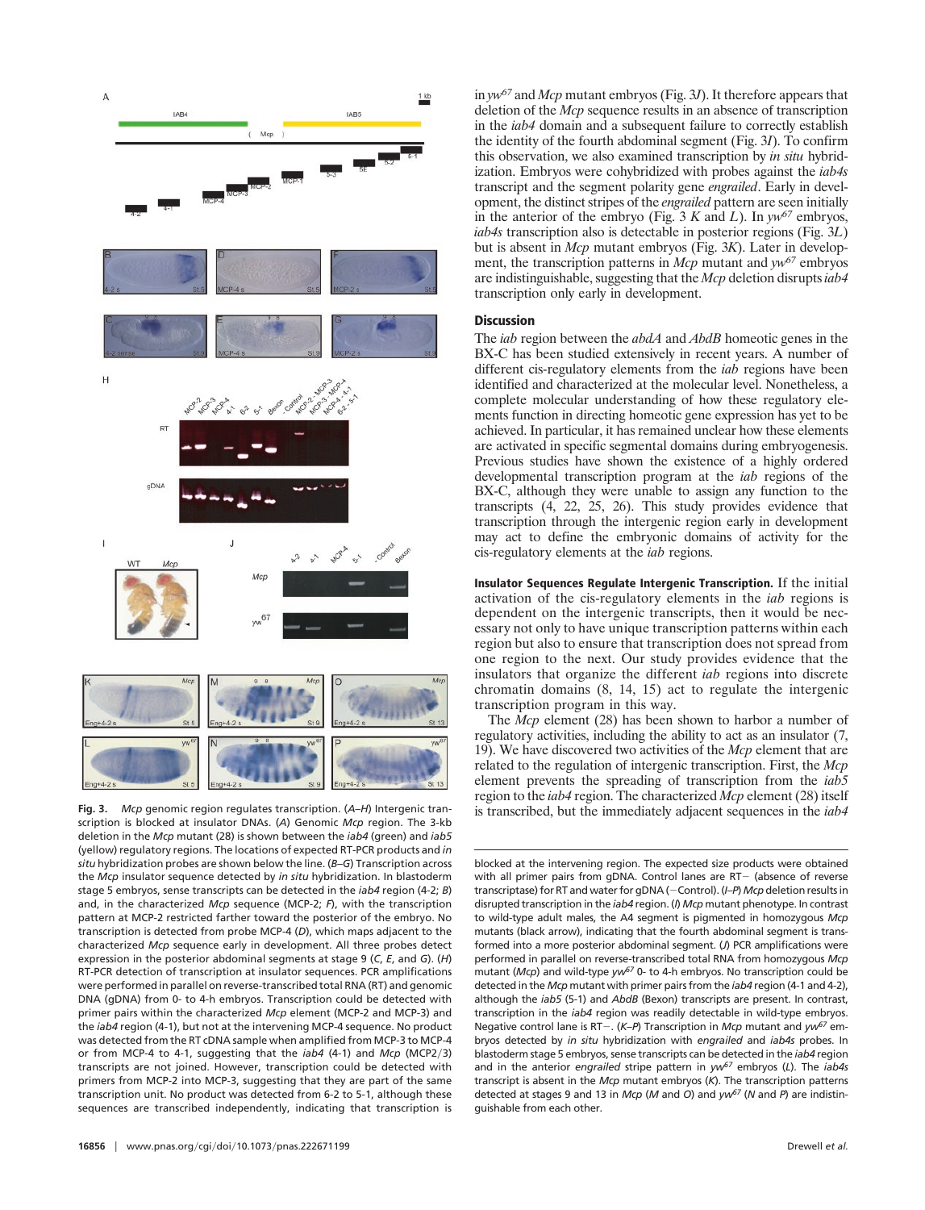in $yw^{67}$ and *Mcp* mutant embryos (Fig. 3*J*). It therefore appears that deletion of the *Mcp* sequence results in an absence of transcription in the *iab4* domain and a subsequent failure to correctly establish the identity of the fourth abdominal segment (Fig. 3*I*). To confirm this observation, we also examined transcription by *in situ* hybridization. Embryos were cohybridized with probes against the *iab4s* transcript and the segment polarity gene *engrailed*. Early in development, the distinct stripes of the *engrailed* pattern are seen initially in the anterior of the embryo (Fig. 3 *K* and *L*). In $yw^{67}$ embryos, *iab4s* transcription also is detectable in posterior regions (Fig. 3*L*) but is absent in *Mcp* mutant embryos (Fig. 3*K*). Later in development, the transcription patterns in *Mcp* mutant and $yw^{67}$ embryos are indistinguishable, suggesting that the *Mcp* deletion disrupts *iab4* transcription only early in development.

## Discussion

The *iab* region between the *abdA* and *AbdB* homeotic genes in the BX-C has been studied extensively in recent years. A number of different cis-regulatory elements from the *iab* regions have been identified and characterized at the molecular level. Nonetheless, a complete molecular understanding of how these regulatory elements function in directing homeotic gene expression has yet to be achieved. In particular, it has remained unclear how these elements are activated in specific segmental domains during embryogenesis. Previous studies have shown the existence of a highly ordered developmental transcription program at the *iab* regions of the BX-C, although they were unable to assign any function to the transcripts (4, 22, 25, 26). This study provides evidence that transcription through the intergenic region early in development may act to define the embryonic domains of activity for the cis-regulatory elements at the *iab* regions.

**Insulator Sequences Regulate Intergenic Transcription.** If the initial activation of the cis-regulatory elements in the *iab* regions is dependent on the intergenic transcripts, then it would be necessary not only to have unique transcription patterns within each region but also to ensure that transcription does not spread from one region to the next. Our study provides evidence that the insulators that organize the different *iab* regions into discrete chromatin domains (8, 14, 15) act to regulate the intergenic transcription program in this way.

The *Mcp* element (28) has been shown to harbor a number of regulatory activities, including the ability to act as an insulator (7, 19). We have discovered two activities of the *Mcp* element that are related to the regulation of intergenic transcription. First, the *Mcp* element prevents the spreading of transcription from the *iab5* region to the *iab4* region. The characterized *Mcp* element (28) itself is transcribed, but the immediately adjacent sequences in the *iab4*

**Fig. 3.** *Mcp* genomic region regulates transcription. (*A*–*H*) Intergenic transcription is blocked at insulator DNAs. (*A*) Genomic *Mcp* region. The 3-kb deletion in the *Mcp* mutant (28) is shown between the *iab4* (green) and *iab5* (yellow) regulatory regions. The locations of expected RT-PCR products and *in situ* hybridization probes are shown below the line. (*B*–*G*) Transcription across the *Mcp* insulator sequence detected by *in situ* hybridization. In blastoderm stage 5 embryos, sense transcripts can be detected in the *iab4* region (4-2; *B*) and, in the characterized *Mcp* sequence (MCP-2; *F*), with the transcription pattern at MCP-2 restricted farther toward the posterior of the embryo. No transcription is detected from probe MCP-4 (*D*), which maps adjacent to the characterized *Mcp* sequence early in development. All three probes detect expression in the posterior abdominal segments at stage 9 (*C*, *E*, and *G*). (*H*) RT-PCR detection of transcription at insulator sequences. PCR amplifications were performed in parallel on reverse-transcribed total RNA (RT) and genomic DNA (gDNA) from 0- to 4-h embryos. Transcription could be detected with primer pairs within the characterized *Mcp* element (MCP-2 and MCP-3) and the *iab4* region (4-1), but not at the intervening MCP-4 sequence. No product was detected from the RT cDNA sample when amplified from MCP-3 to MCP-4 or from MCP-4 to 4-1, suggesting that the *iab4* (4-1) and *Mcp* (MCP2/3) transcripts are not joined. However, transcription could be detected with primers from MCP-2 into MCP-3, suggesting that they are part of the same transcription unit. No product was detected from 6-2 to 5-1, although these sequences are transcribed independently, indicating that transcription is blocked at the intervening region. The expected size products were obtained with all primer pairs from gDNA. Control lanes are RT− (absence of reverse transcriptase) for RT and water for gDNA (−Control). (*I*–*P*) *Mcp* deletion results in disrupted transcription in the *iab4* region. (*I*) *Mcp* mutant phenotype. In contrast to wild-type adult males, the A4 segment is pigmented in homozygous *Mcp* mutants (black arrow), indicating that the fourth abdominal segment is transformed into a more posterior abdominal segment. (*J*) PCR amplifications were performed in parallel on reverse-transcribed total RNA from homozygous *Mcp* mutant (*Mcp*) and wild-type $yw^{67}$ 0- to 4-h embryos. No transcription could be detected in the *Mcp* mutant with primer pairs from the *iab4* region (4-1 and 4-2), although the *iab5* (5-1) and *AbdB* (Bexon) transcripts are present. In contrast, transcription in the *iab4* region was readily detectable in wild-type embryos. Negative control lane is RT−. (*K*–*P*) Transcription in *Mcp* mutant and $yw^{67}$ embryos detected by *in situ* hybridization with *engrailed* and *iab4s* probes. In blastoderm stage 5 embryos, sense transcripts can be detected in the *iab4* region and in the anterior *engrailed* stripe pattern in $yw^{67}$ embryos (*L*). The *iab4s* transcript is absent in the *Mcp* mutant embryos (*K*). The transcription patterns detected at stages 9 and 13 in *Mcp* (*M* and *O*) and $yw^{67}$ (*N* and *P*) are indistinguishable from each other.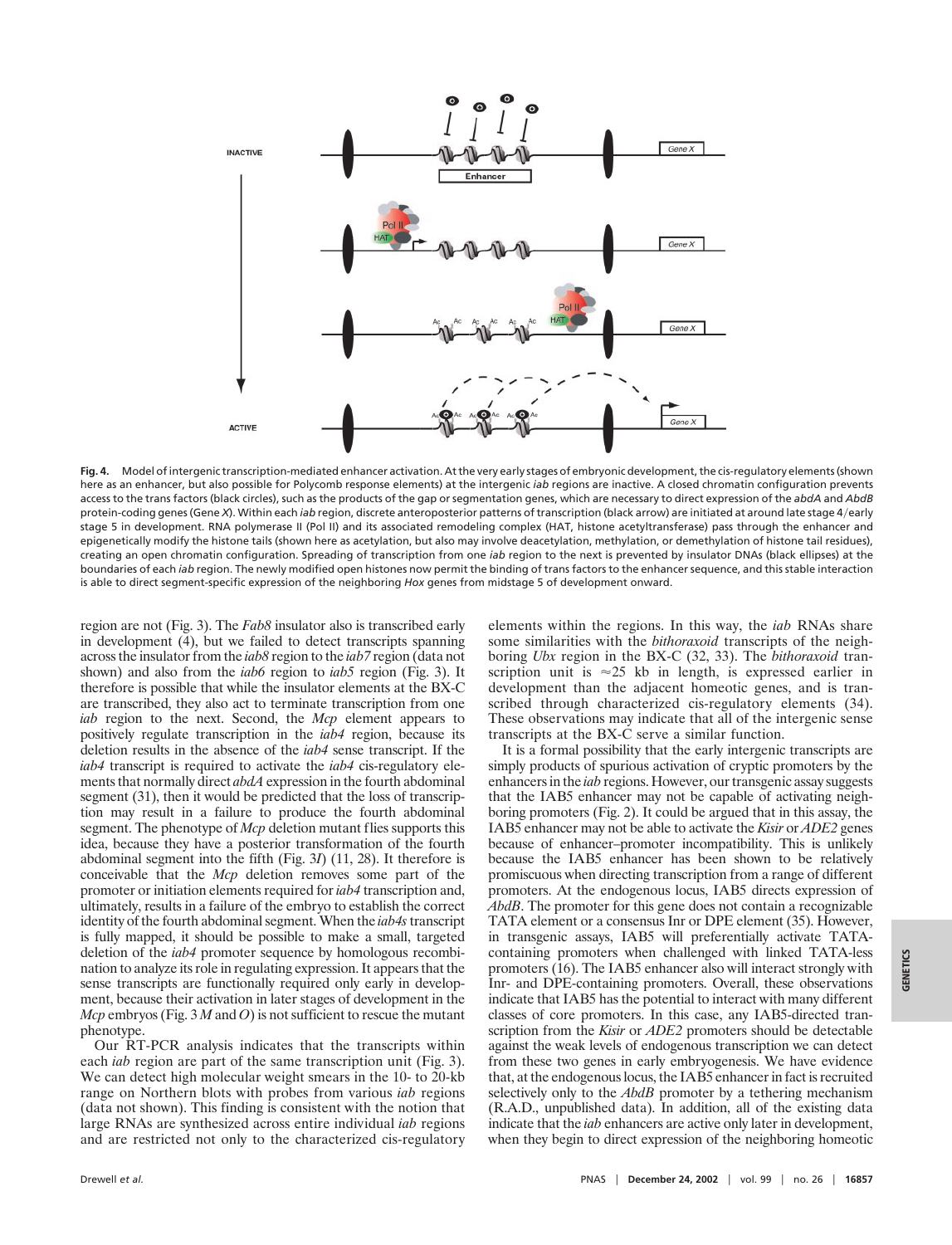**Fig. 4.** Model of intergenic transcription-mediated enhancer activation. At the very early stages of embryonic development, the cis-regulatory elements (shown here as an enhancer, but also possible for Polycomb response elements) at the intergenic *iab* regions are inactive. A closed chromatin configuration prevents access to the trans factors (black circles), such as the products of the gap or segmentation genes, which are necessary to direct expression of the *abdA* and *AbdB* protein-coding genes (Gene *X*). Within each *iab* region, discrete anteroposterior patterns of transcription (black arrow) are initiated at around late stage 4/early stage 5 in development. RNA polymerase II (Pol II) and its associated remodeling complex (HAT, histone acetyltransferase) pass through the enhancer and epigenetically modify the histone tails (shown here as acetylation, but also may involve deacetylation, methylation, or demethylation of histone tail residues), creating an open chromatin configuration. Spreading of transcription from one *iab* region to the next is prevented by insulator DNAs (black ellipses) at the boundaries of each *iab* region. The newly modified open histones now permit the binding of trans factors to the enhancer sequence, and this stable interaction is able to direct segment-specific expression of the neighboring *Hox* genes from midstage 5 of development onward.

region are not (Fig. 3). The *Fab8* insulator also is transcribed early in development (4), but we failed to detect transcripts spanning across the insulator from the *iab8* region to the *iab7* region (data not shown) and also from the *iab6* region to *iab5* region (Fig. 3). It therefore is possible that while the insulator elements at the BX-C are transcribed, they also act to terminate transcription from one *iab* region to the next. Second, the *Mcp* element appears to positively regulate transcription in the *iab4* region, because its deletion results in the absence of the *iab4* sense transcript. If the *iab4* transcript is required to activate the *iab4* cis-regulatory elements that normally direct *abdA* expression in the fourth abdominal segment (31), then it would be predicted that the loss of transcription may result in a failure to produce the fourth abdominal segment. The phenotype of *Mcp* deletion mutant flies supports this idea, because they have a posterior transformation of the fourth abdominal segment into the fifth (Fig. 3*I*) (11, 28). It therefore is conceivable that the *Mcp* deletion removes some part of the promoter or initiation elements required for *iab4* transcription and, ultimately, results in a failure of the embryo to establish the correct identity of the fourth abdominal segment. When the *iab4s* transcript is fully mapped, it should be possible to make a small, targeted deletion of the *iab4* promoter sequence by homologous recombination to analyze its role in regulating expression. It appears that the sense transcripts are functionally required only early in development, because their activation in later stages of development in the *Mcp* embryos (Fig. 3 *M* and *O*) is not sufficient to rescue the mutant phenotype.

Our RT-PCR analysis indicates that the transcripts within each *iab* region are part of the same transcription unit (Fig. 3). We can detect high molecular weight smears in the 10- to 20-kb range on Northern blots with probes from various *iab* regions (data not shown). This finding is consistent with the notion that large RNAs are synthesized across entire individual *iab* regions and are restricted not only to the characterized cis-regulatory elements within the regions. In this way, the *iab* RNAs share some similarities with the *bithoraxoid* transcripts of the neighboring *Ubx* region in the BX-C (32, 33). The *bithoraxoid* transcription unit is ≈25 kb in length, is expressed earlier in development than the adjacent homeotic genes, and is transcribed through characterized cis-regulatory elements (34). These observations may indicate that all of the intergenic sense transcripts at the BX-C serve a similar function.

It is a formal possibility that the early intergenic transcripts are simply products of spurious activation of cryptic promoters by the enhancers in the *iab* regions. However, our transgenic assay suggests that the IAB5 enhancer may not be capable of activating neighboring promoters (Fig. 2). It could be argued that in this assay, the IAB5 enhancer may not be able to activate the *Kisir* or *ADE2* genes because of enhancer–promoter incompatibility. This is unlikely because the IAB5 enhancer has been shown to be relatively promiscuous when directing transcription from a range of different promoters. At the endogenous locus, IAB5 directs expression of *AbdB*. The promoter for this gene does not contain a recognizable TATA element or a consensus Inr or DPE element (35). However, in transgenic assays, IAB5 will preferentially activate TATA-containing promoters when challenged with linked TATA-less promoters (16). The IAB5 enhancer also will interact strongly with Inr- and DPE-containing promoters. Overall, these observations indicate that IAB5 has the potential to interact with many different classes of core promoters. In this case, any IAB5-directed transcription from the *Kisir* or *ADE2* promoters should be detectable against the weak levels of endogenous transcription we can detect from these two genes in early embryogenesis. We have evidence that, at the endogenous locus, the IAB5 enhancer in fact is recruited selectively only to the *AbdB* promoter by a tethering mechanism (R.A.D., unpublished data). In addition, all of the existing data indicate that the *iab* enhancers are active only later in development, when they begin to direct expression of the neighboring homeotic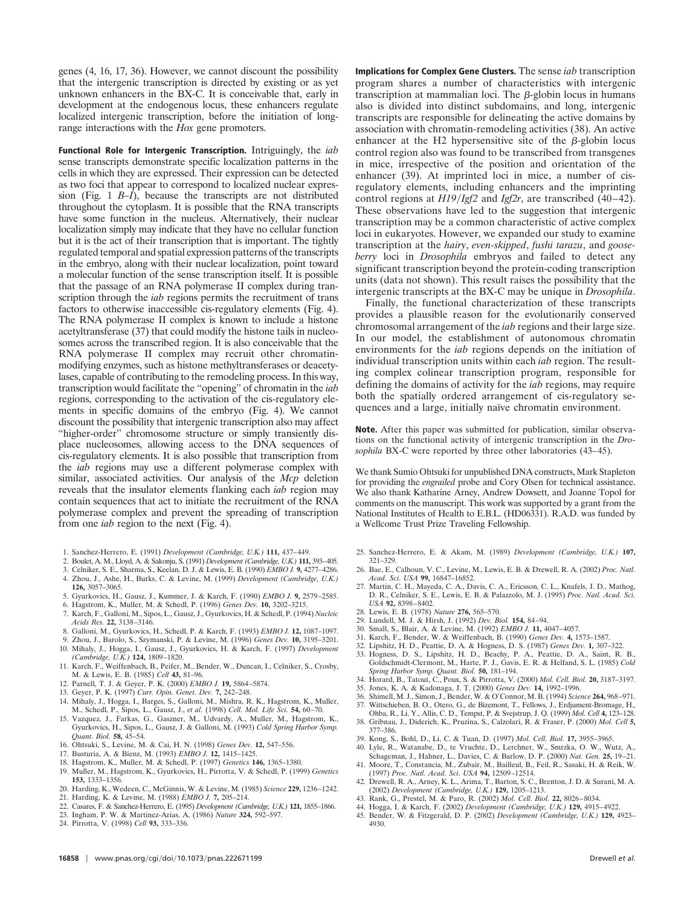genes (4, 16, 17, 36). However, we cannot discount the possibility that the intergenic transcription is directed by existing or as yet unknown enhancers in the BX-C. It is conceivable that, early in development at the endogenous locus, these enhancers regulate localized intergenic transcription, before the initiation of long-range interactions with the *Hox* gene promoters.

**Functional Role for Intergenic Transcription.** Intriguingly, the *iab* sense transcripts demonstrate specific localization patterns in the cells in which they are expressed. Their expression can be detected as two foci that appear to correspond to localized nuclear expression (Fig. 1 *B–I*), because the transcripts are not distributed throughout the cytoplasm. It is possible that the RNA transcripts have some function in the nucleus. Alternatively, their nuclear localization simply may indicate that they have no cellular function but it is the act of their transcription that is important. The tightly regulated temporal and spatial expression patterns of the transcripts in the embryo, along with their nuclear localization, point toward a molecular function of the sense transcription itself. It is possible that the passage of an RNA polymerase II complex during transcription through the *iab* regions permits the recruitment of trans factors to otherwise inaccessible cis-regulatory elements (Fig. 4). The RNA polymerase II complex is known to include a histone acetyltransferase (37) that could modify the histone tails in nucleosomes across the transcribed region. It is also conceivable that the RNA polymerase II complex may recruit other chromatin-modifying enzymes, such as histone methyltransferases or deacetylases, capable of contributing to the remodeling process. In this way, transcription would facilitate the "opening" of chromatin in the *iab* regions, corresponding to the activation of the cis-regulatory elements in specific domains of the embryo (Fig. 4). We cannot discount the possibility that intergenic transcription also may affect "higher-order" chromosome structure or simply transiently displace nucleosomes, allowing access to the DNA sequences of cis-regulatory elements. It is also possible that transcription from the *iab* regions may use a different polymerase complex with similar, associated activities. Our analysis of the *Mcp* deletion reveals that the insulator elements flanking each *iab* region may contain sequences that act to initiate the recruitment of the RNA polymerase complex and prevent the spreading of transcription from one *iab* region to the next (Fig. 4).

**Implications for Complex Gene Clusters.** The sense *iab* transcription program shares a number of characteristics with intergenic transcription at mammalian loci. The β-globin locus in humans also is divided into distinct subdomains, and long, intergenic transcripts are responsible for delineating the active domains by association with chromatin-remodeling activities (38). An active enhancer at the H2 hypersensitive site of the β-globin locus control region also was found to be transcribed from transgenes in mice, irrespective of the position and orientation of the enhancer (39). At imprinted loci in mice, a number of cis-regulatory elements, including enhancers and the imprinting control regions at *H19*/*Igf2* and *Igf2r*, are transcribed (40–42). These observations have led to the suggestion that intergenic transcription may be a common characteristic of active complex loci in eukaryotes. However, we expanded our study to examine transcription at the *hairy*, *even-skipped*, *fushi tarazu*, and *gooseberry* loci in *Drosophila* embryos and failed to detect any significant transcription beyond the protein-coding transcription units (data not shown). This result raises the possibility that the intergenic transcripts at the BX-C may be unique in *Drosophila*.

Finally, the functional characterization of these transcripts provides a plausible reason for the evolutionarily conserved chromosomal arrangement of the *iab* regions and their large size. In our model, the establishment of autonomous chromatin environments for the *iab* regions depends on the initiation of individual transcription units within each *iab* region. The resulting complex colinear transcription program, responsible for defining the domains of activity for the *iab* regions, may require both the spatially ordered arrangement of cis-regulatory sequences and a large, initially naïve chromatin environment.

**Note.** After this paper was submitted for publication, similar observations on the functional activity of intergenic transcription in the *Drosophila* BX-C were reported by three other laboratories (43–45).

We thank Sumio Ohtsuki for unpublished DNA constructs, Mark Stapleton for providing the *engrailed* probe and Cory Olsen for technical assistance. We also thank Katharine Arney, Andrew Dowsett, and Joanne Topol for comments on the manuscript. This work was supported by a grant from the National Institutes of Health to E.B.L. (HD06331). R.A.D. was funded by a Wellcome Trust Prize Traveling Fellowship.

1. Sanchez-Herrero, E. (1991) *Development (Cambridge, U.K.)* **111,** 437–449.
2. Boulet, A. M., Lloyd, A. & Sakonju, S. (1991) *Development (Cambridge, U.K.)* **111,** 393–405.
3. Celniker, S. E., Sharma, S., Keelan, D. J. & Lewis, E. B. (1990) *EMBO J.* **9,** 4277–4286.
4. Zhou, J., Ashe, H., Burks, C. & Levine, M. (1999) *Development (Cambridge, U.K.)* **126,** 3057–3065.
5. Gyurkovics, H., Gausz, J., Kummer, J. & Karch, F. (1990) *EMBO J.* **9,** 2579–2585.
6. Hagstrom, K., Muller, M. & Schedl, P. (1996) *Genes Dev.* **10,** 3202–3215.
7. Karch, F., Galloni, M., Sipos, L., Gausz, J., Gyurkovics, H. & Schedl, P. (1994) *Nucleic Acids Res.* **22,** 3138–3146.
8. Galloni, M., Gyurkovics, H., Schedl, P. & Karch, F. (1993) *EMBO J.* **12,** 1087–1097.
9. Zhou, J., Barolo, S., Szymanski, P. & Levine, M. (1996) *Genes Dev.* **10,** 3195–3201.
10. Mihaly, J., Hogga, I., Gausz, J., Gyurkovics, H. & Karch, F. (1997) *Development (Cambridge, U.K.)* **124,** 1809–1820.
11. Karch, F., Weiffenbach, B., Peifer, M., Bender, W., Duncan, I., Celniker, S., Crosby, M. & Lewis, E. B. (1985) *Cell* **43,** 81–96.
12. Parnell, T. J. & Geyer, P. K. (2000) *EMBO J.* **19,** 5864–5874.
13. Geyer, P. K. (1997) *Curr. Opin. Genet. Dev.* **7,** 242–248.
14. Mihaly, J., Hogga, I., Barges, S., Galloni, M., Mishra, R. K., Hagstrom, K., Muller, M., Schedl, P., Sipos, L., Gausz, J., *et al.* (1998) *Cell. Mol. Life Sci.* **54,** 60–70.
15. Vazquez, J., Farkas, G., Gaszner, M., Udvardy, A., Muller, M., Hagstrom, K., Gyurkovics, H., Sipos, L., Gausz, J. & Galloni, M. (1993) *Cold Spring Harbor Symp. Quant. Biol.* **58,** 45–54.
16. Ohtsuki, S., Levine, M. & Cai, H. N. (1998) *Genes Dev.* **12,** 547–556.
17. Busturia, A. & Bienz, M. (1993) *EMBO J.* **12,** 1415–1425.
18. Hagstrom, K., Muller, M. & Schedl, P. (1997) *Genetics* **146,** 1365–1380.
19. Muller, M., Hagstrom, K., Gyurkovics, H., Pirrotta, V. & Schedl, P. (1999) *Genetics* **153,** 1333–1356.
20. Harding, K., Wedeen, C., McGinnis, W. & Levine, M. (1985) *Science* **229,** 1236–1242.
21. Harding, K. & Levine, M. (1988) *EMBO J.* **7,** 205–214.
22. Casares, F. & Sanchez-Herrero, E. (1995) *Development (Cambridge, U.K.)* **121,** 1855–1866.
23. Ingham, P. W. & Martinez-Arias, A. (1986) *Nature* **324,** 592–597.
24. Pirrotta, V. (1998) *Cell* **93,** 333–336.
25. Sanchez-Herrero, E. & Akam, M. (1989) *Development (Cambridge, U.K.)* **107,** 321–329.
26. Bae, E., Calhoun, V. C., Levine, M., Lewis, E. B. & Drewell, R. A. (2002) *Proc. Natl. Acad. Sci. USA* **99,** 16847–16852.
27. Martin, C. H., Mayeda, C. A., Davis, C. A., Ericsson, C. L., Knafels, J. D., Mathog, D. R., Celniker, S. E., Lewis, E. B. & Palazzolo, M. J. (1995) *Proc. Natl. Acad. Sci. USA* **92,** 8398–8402.
28. Lewis, E. B. (1978) *Nature* **276,** 565–570.
29. Lundell, M. J. & Hirsh, J. (1992) *Dev. Biol.* **154,** 84–94.
30. Small, S., Blair, A. & Levine, M. (1992) *EMBO J.* **11,** 4047–4057.
31. Karch, F., Bender, W. & Weiffenbach, B. (1990) *Genes Dev.* **4,** 1573–1587.
32. Lipshitz, H. D., Peattie, D. A. & Hogness, D. S. (1987) *Genes Dev.* **1,** 307–322.
33. Hogness, D. S., Lipshitz, H. D., Beachy, P. A., Peattie, D. A., Saint, R. B., Goldschmidt-Clermont, M., Harte, P. J., Gavis, E. R. & Helfand, S. L. (1985) *Cold Spring Harbor Symp. Quant. Biol.* **50,** 181–194.
34. Horard, B., Tatout, C., Poux, S. & Pirrotta, V. (2000) *Mol. Cell. Biol.* **20,** 3187–3197.
35. Jones, K. A. & Kadonaga, J. T. (2000) *Genes Dev.* **14,** 1992–1996.
36. Shimell, M. J., Simon, J., Bender, W. & O'Connor, M. B. (1994) *Science* **264,** 968–971.
37. Wittschieben, B. O., Otero, G., de Bizemont, T., Fellows, J., Erdjument-Bromage, H., Ohba, R., Li, Y., Allis, C. D., Tempst, P. & Svejstrup, J. Q. (1999) *Mol. Cell* **4,** 123–128.
38. Gribnau, J., Diderich, K., Pruzina, S., Calzolari, R. & Fraser, P. (2000) *Mol. Cell* **5,** 377–386.
39. Kong, S., Bohl, D., Li, C. & Tuan, D. (1997) *Mol. Cell. Biol.* **17,** 3955–3965.
40. Lyle, R., Watanabe, D., te Vruchte, D., Lerchner, W., Smrzka, O. W., Wutz, A., Schageman, J., Hahner, L., Davies, C. & Barlow, D. P. (2000) *Nat. Gen.* **25,** 19–21.
41. Moore, T., Constancia, M., Zubair, M., Bailleul, B., Feil, R., Sasaki, H. & Reik, W. (1997) *Proc. Natl. Acad. Sci. USA* **94,** 12509–12514.
42. Drewell, R. A., Arney, K. L., Arima, T., Barton, S. C., Brenton, J. D. & Surani, M. A. (2002) *Development (Cambridge, U.K.)* **129,** 1205–1213.
43. Rank, G., Prestel, M. & Paro, R. (2002) *Mol. Cell. Biol.* **22,** 8026–8034.
44. Hogga, I. & Karch, F. (2002) *Development (Cambridge, U.K.)* **129,** 4915–4922.
45. Bender, W. & Fitzgerald, D. P. (2002) *Development (Cambridge, U.K.)* **129,** 4923–4930.